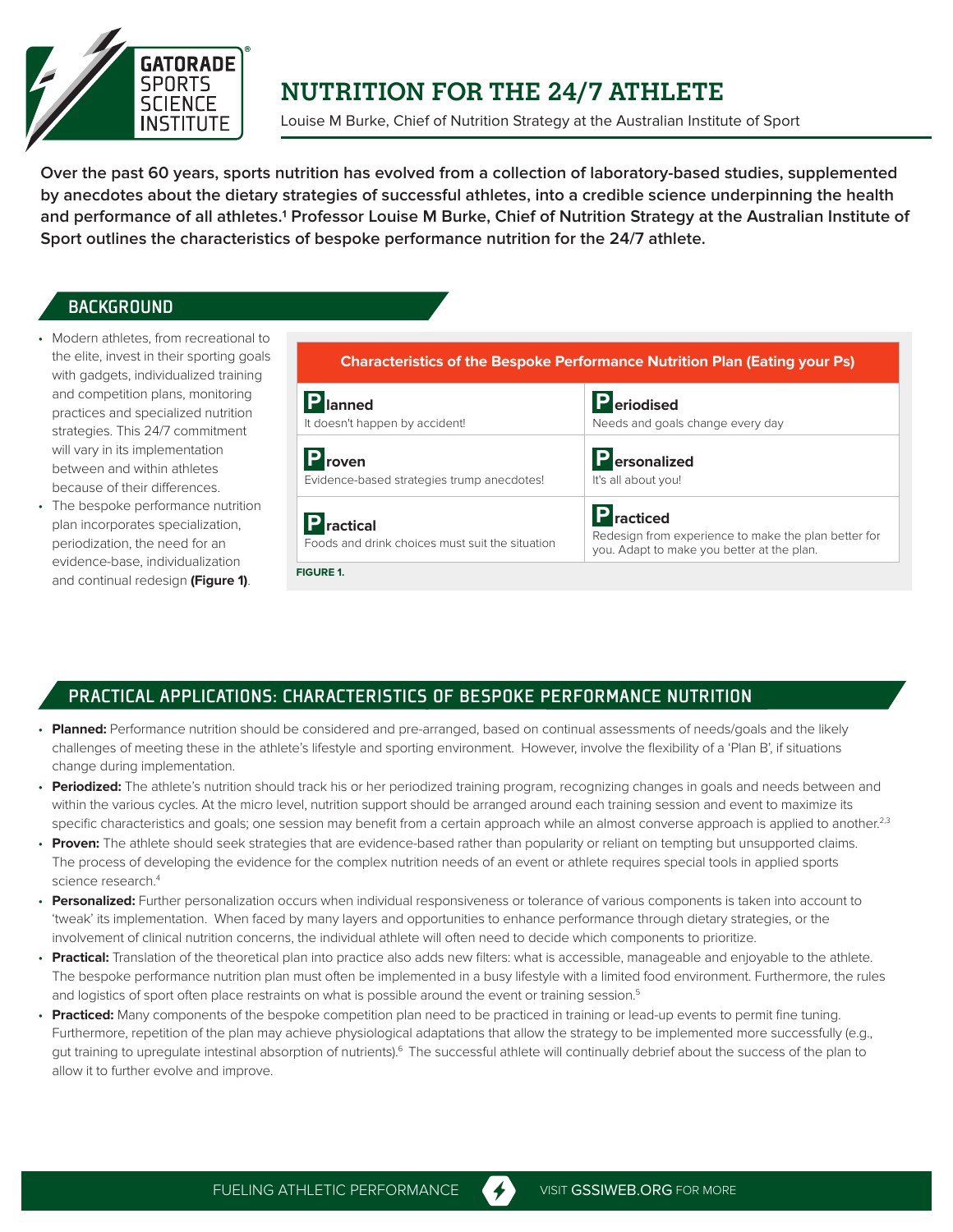# NUTRITION FOR THE 24/7 ATHLETE

Louise M Burke, Chief of Nutrition Strategy at the Australian Institute of Sport

**Over the past 60 years, sports nutrition has evolved from a collection of laboratory-based studies, supplemented by anecdotes about the dietary strategies of successful athletes, into a credible science underpinning the health and performance of all athletes.[1] Professor Louise M Burke, Chief of Nutrition Strategy at the Australian Institute of Sport outlines the characteristics of bespoke performance nutrition for the 24/7 athlete.**

## BACKGROUND

- Modern athletes, from recreational to the elite, invest in their sporting goals with gadgets, individualized training and competition plans, monitoring practices and specialized nutrition strategies. This 24/7 commitment will vary in its implementation between and within athletes because of their differences.
- The bespoke performance nutrition plan incorporates specialization, periodization, the need for an evidence-base, individualization and continual redesign **(Figure 1)**.

| Characteristics of the Bespoke Performance Nutrition Plan (Eating your Ps) | |
|---|---|
| **Planned**<br>It doesn't happen by accident! | **Periodised**<br>Needs and goals change every day |
| **Proven**<br>Evidence-based strategies trump anecdotes! | **Personalized**<br>It's all about you! |
| **Practical**<br>Foods and drink choices must suit the situation | **Practiced**<br>Redesign from experience to make the plan better for you. Adapt to make you better at the plan. |

**FIGURE 1.**

## PRACTICAL APPLICATIONS: CHARACTERISTICS OF BESPOKE PERFORMANCE NUTRITION

- **Planned:** Performance nutrition should be considered and pre-arranged, based on continual assessments of needs/goals and the likely challenges of meeting these in the athlete's lifestyle and sporting environment. However, involve the flexibility of a 'Plan B', if situations change during implementation.
- **Periodized:** The athlete's nutrition should track his or her periodized training program, recognizing changes in goals and needs between and within the various cycles. At the micro level, nutrition support should be arranged around each training session and event to maximize its specific characteristics and goals; one session may benefit from a certain approach while an almost converse approach is applied to another.[2,3]
- **Proven:** The athlete should seek strategies that are evidence-based rather than popularity or reliant on tempting but unsupported claims. The process of developing the evidence for the complex nutrition needs of an event or athlete requires special tools in applied sports science research.[4]
- **Personalized:** Further personalization occurs when individual responsiveness or tolerance of various components is taken into account to 'tweak' its implementation. When faced by many layers and opportunities to enhance performance through dietary strategies, or the involvement of clinical nutrition concerns, the individual athlete will often need to decide which components to prioritize.
- **Practical:** Translation of the theoretical plan into practice also adds new filters: what is accessible, manageable and enjoyable to the athlete. The bespoke performance nutrition plan must often be implemented in a busy lifestyle with a limited food environment. Furthermore, the rules and logistics of sport often place restraints on what is possible around the event or training session.[5]
- **Practiced:** Many components of the bespoke competition plan need to be practiced in training or lead-up events to permit fine tuning. Furthermore, repetition of the plan may achieve physiological adaptations that allow the strategy to be implemented more successfully (e.g., gut training to upregulate intestinal absorption of nutrients).[6] The successful athlete will continually debrief about the success of the plan to allow it to further evolve and improve.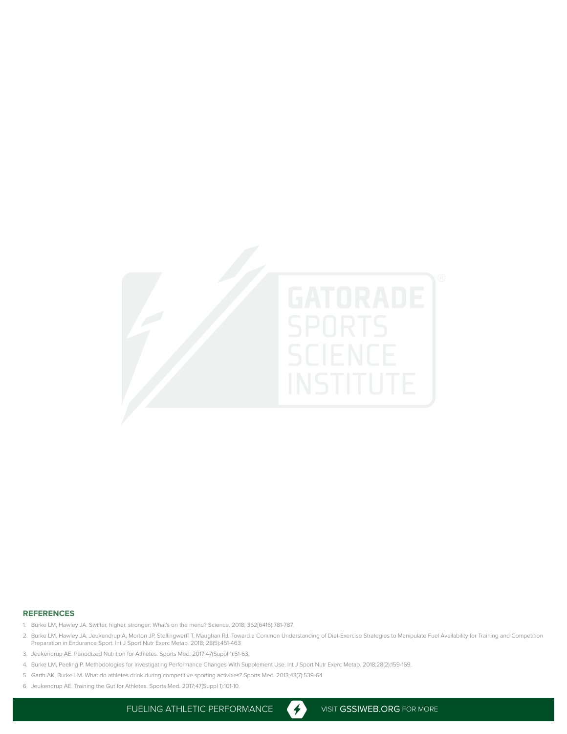## REFERENCES

1. Burke LM, Hawley JA. Swifter, higher, stronger: What's on the menu? Science. 2018; 362(6416):781-787.
2. Burke LM, Hawley JA, Jeukendrup A, Morton JP, Stellingwerff T, Maughan RJ. Toward a Common Understanding of Diet-Exercise Strategies to Manipulate Fuel Availability for Training and Competition Preparation in Endurance Sport. Int J Sport Nutr Exerc Metab. 2018; 28(5):451-463
3. Jeukendrup AE. Periodized Nutrition for Athletes. Sports Med. 2017;47(Suppl 1):51-63.
4. Burke LM, Peeling P. Methodologies for Investigating Performance Changes With Supplement Use. Int J Sport Nutr Exerc Metab. 2018;28(2):159-169.
5. Garth AK, Burke LM. What do athletes drink during competitive sporting activities? Sports Med. 2013;43(7):539-64.
6. Jeukendrup AE. Training the Gut for Athletes. Sports Med. 2017;47(Suppl 1):101-10.

FUELING ATHLETIC PERFORMANCE VISIT GSSIWEB.ORG FOR MORE